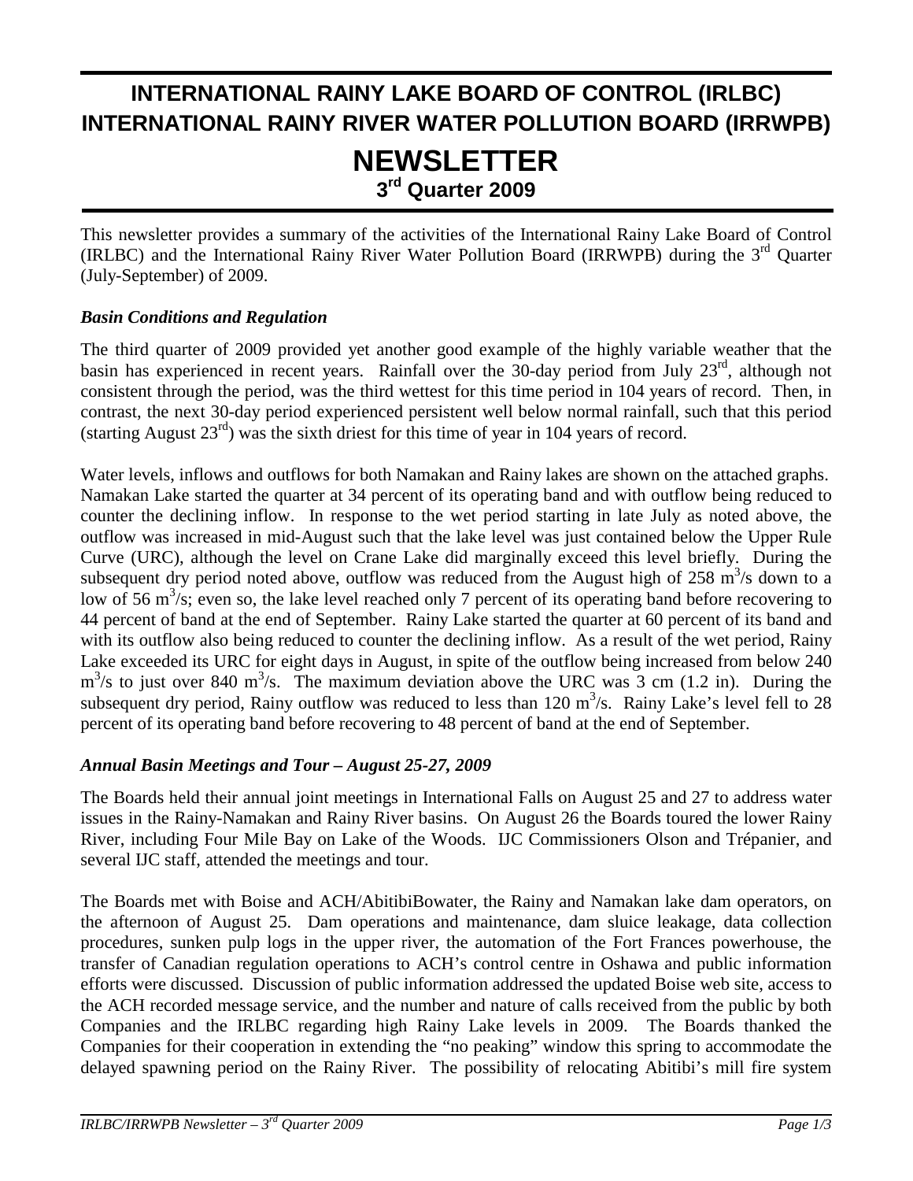# INTERNATIONAL RAINY LAKE BOARD OF CONTROL (IRLBC)
# INTERNATIONAL RAINY RIVER WATER POLLUTION BOARD (IRRWPB)

# NEWSLETTER

## 3rd Quarter 2009

This newsletter provides a summary of the activities of the International Rainy Lake Board of Control (IRLBC) and the International Rainy River Water Pollution Board (IRRWPB) during the 3rd Quarter (July-September) of 2009.

### *Basin Conditions and Regulation*

The third quarter of 2009 provided yet another good example of the highly variable weather that the basin has experienced in recent years. Rainfall over the 30-day period from July 23rd, although not consistent through the period, was the third wettest for this time period in 104 years of record. Then, in contrast, the next 30-day period experienced persistent well below normal rainfall, such that this period (starting August 23rd) was the sixth driest for this time of year in 104 years of record.

Water levels, inflows and outflows for both Namakan and Rainy lakes are shown on the attached graphs. Namakan Lake started the quarter at 34 percent of its operating band and with outflow being reduced to counter the declining inflow. In response to the wet period starting in late July as noted above, the outflow was increased in mid-August such that the lake level was just contained below the Upper Rule Curve (URC), although the level on Crane Lake did marginally exceed this level briefly. During the subsequent dry period noted above, outflow was reduced from the August high of 258 $m^3/s$ down to a low of 56 $m^3/s$; even so, the lake level reached only 7 percent of its operating band before recovering to 44 percent of band at the end of September. Rainy Lake started the quarter at 60 percent of its band and with its outflow also being reduced to counter the declining inflow. As a result of the wet period, Rainy Lake exceeded its URC for eight days in August, in spite of the outflow being increased from below 240 $m^3/s$ to just over 840 $m^3/s$. The maximum deviation above the URC was 3 cm (1.2 in). During the subsequent dry period, Rainy outflow was reduced to less than 120 $m^3/s$. Rainy Lake's level fell to 28 percent of its operating band before recovering to 48 percent of band at the end of September.

### *Annual Basin Meetings and Tour – August 25-27, 2009*

The Boards held their annual joint meetings in International Falls on August 25 and 27 to address water issues in the Rainy-Namakan and Rainy River basins. On August 26 the Boards toured the lower Rainy River, including Four Mile Bay on Lake of the Woods. IJC Commissioners Olson and Trépanier, and several IJC staff, attended the meetings and tour.

The Boards met with Boise and ACH/AbitibiBowater, the Rainy and Namakan lake dam operators, on the afternoon of August 25. Dam operations and maintenance, dam sluice leakage, data collection procedures, sunken pulp logs in the upper river, the automation of the Fort Frances powerhouse, the transfer of Canadian regulation operations to ACH's control centre in Oshawa and public information efforts were discussed. Discussion of public information addressed the updated Boise web site, access to the ACH recorded message service, and the number and nature of calls received from the public by both Companies and the IRLBC regarding high Rainy Lake levels in 2009. The Boards thanked the Companies for their cooperation in extending the "no peaking" window this spring to accommodate the delayed spawning period on the Rainy River. The possibility of relocating Abitibi's mill fire system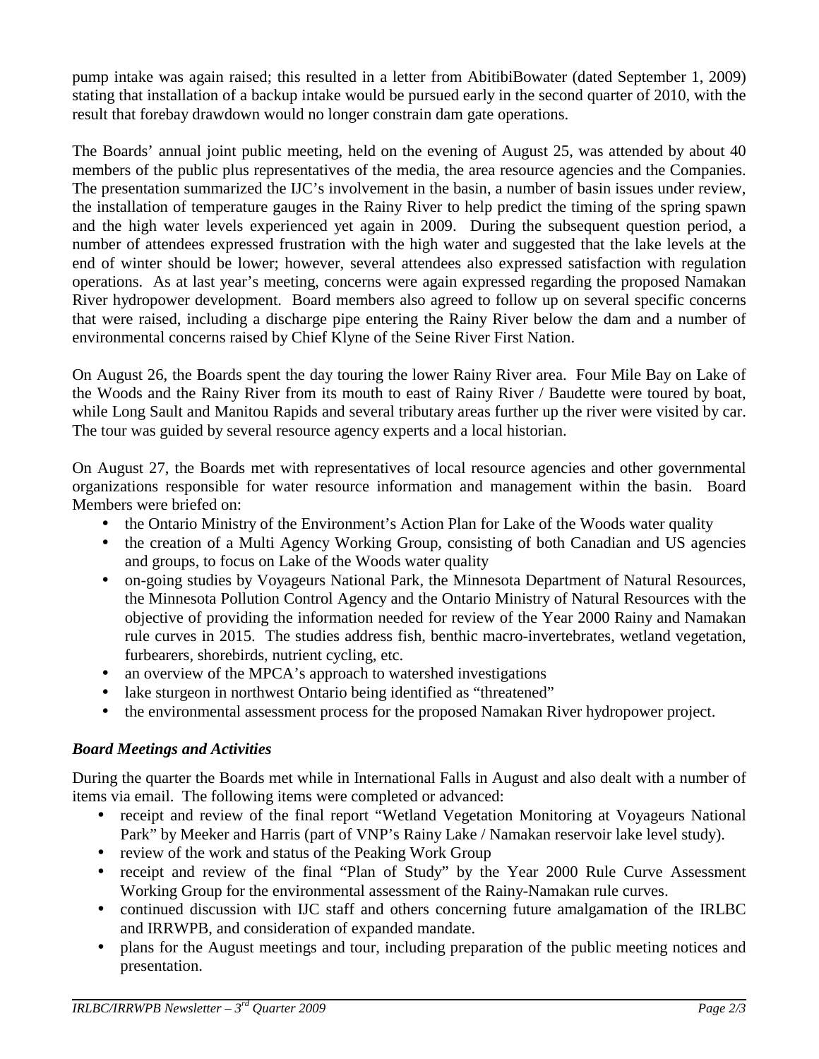pump intake was again raised; this resulted in a letter from AbitibiBowater (dated September 1, 2009) stating that installation of a backup intake would be pursued early in the second quarter of 2010, with the result that forebay drawdown would no longer constrain dam gate operations.

The Boards' annual joint public meeting, held on the evening of August 25, was attended by about 40 members of the public plus representatives of the media, the area resource agencies and the Companies. The presentation summarized the IJC's involvement in the basin, a number of basin issues under review, the installation of temperature gauges in the Rainy River to help predict the timing of the spring spawn and the high water levels experienced yet again in 2009. During the subsequent question period, a number of attendees expressed frustration with the high water and suggested that the lake levels at the end of winter should be lower; however, several attendees also expressed satisfaction with regulation operations. As at last year's meeting, concerns were again expressed regarding the proposed Namakan River hydropower development. Board members also agreed to follow up on several specific concerns that were raised, including a discharge pipe entering the Rainy River below the dam and a number of environmental concerns raised by Chief Klyne of the Seine River First Nation.

On August 26, the Boards spent the day touring the lower Rainy River area. Four Mile Bay on Lake of the Woods and the Rainy River from its mouth to east of Rainy River / Baudette were toured by boat, while Long Sault and Manitou Rapids and several tributary areas further up the river were visited by car. The tour was guided by several resource agency experts and a local historian.

On August 27, the Boards met with representatives of local resource agencies and other governmental organizations responsible for water resource information and management within the basin. Board Members were briefed on:

- the Ontario Ministry of the Environment's Action Plan for Lake of the Woods water quality
- the creation of a Multi Agency Working Group, consisting of both Canadian and US agencies and groups, to focus on Lake of the Woods water quality
- on-going studies by Voyageurs National Park, the Minnesota Department of Natural Resources, the Minnesota Pollution Control Agency and the Ontario Ministry of Natural Resources with the objective of providing the information needed for review of the Year 2000 Rainy and Namakan rule curves in 2015. The studies address fish, benthic macro-invertebrates, wetland vegetation, furbearers, shorebirds, nutrient cycling, etc.
- an overview of the MPCA's approach to watershed investigations
- lake sturgeon in northwest Ontario being identified as "threatened"
- the environmental assessment process for the proposed Namakan River hydropower project.

### *Board Meetings and Activities*

During the quarter the Boards met while in International Falls in August and also dealt with a number of items via email. The following items were completed or advanced:

- receipt and review of the final report "Wetland Vegetation Monitoring at Voyageurs National Park" by Meeker and Harris (part of VNP's Rainy Lake / Namakan reservoir lake level study).
- review of the work and status of the Peaking Work Group
- receipt and review of the final "Plan of Study" by the Year 2000 Rule Curve Assessment Working Group for the environmental assessment of the Rainy-Namakan rule curves.
- continued discussion with IJC staff and others concerning future amalgamation of the IRLBC and IRRWPB, and consideration of expanded mandate.
- plans for the August meetings and tour, including preparation of the public meeting notices and presentation.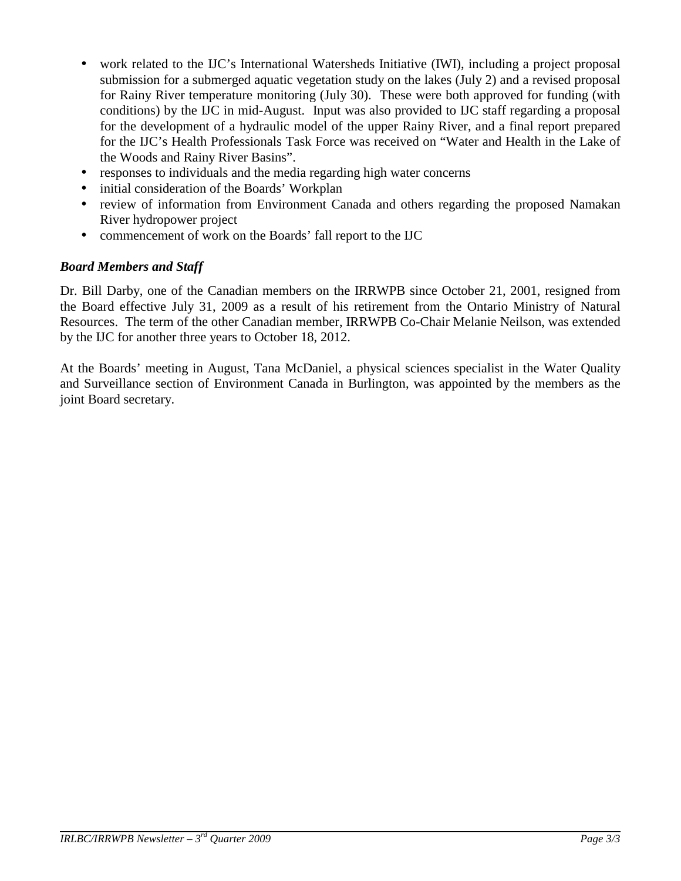- work related to the IJC's International Watersheds Initiative (IWI), including a project proposal submission for a submerged aquatic vegetation study on the lakes (July 2) and a revised proposal for Rainy River temperature monitoring (July 30). These were both approved for funding (with conditions) by the IJC in mid-August. Input was also provided to IJC staff regarding a proposal for the development of a hydraulic model of the upper Rainy River, and a final report prepared for the IJC's Health Professionals Task Force was received on "Water and Health in the Lake of the Woods and Rainy River Basins".
- responses to individuals and the media regarding high water concerns
- initial consideration of the Boards' Workplan
- review of information from Environment Canada and others regarding the proposed Namakan River hydropower project
- commencement of work on the Boards' fall report to the IJC

***Board Members and Staff***

Dr. Bill Darby, one of the Canadian members on the IRRWPB since October 21, 2001, resigned from the Board effective July 31, 2009 as a result of his retirement from the Ontario Ministry of Natural Resources. The term of the other Canadian member, IRRWPB Co-Chair Melanie Neilson, was extended by the IJC for another three years to October 18, 2012.

At the Boards' meeting in August, Tana McDaniel, a physical sciences specialist in the Water Quality and Surveillance section of Environment Canada in Burlington, was appointed by the members as the joint Board secretary.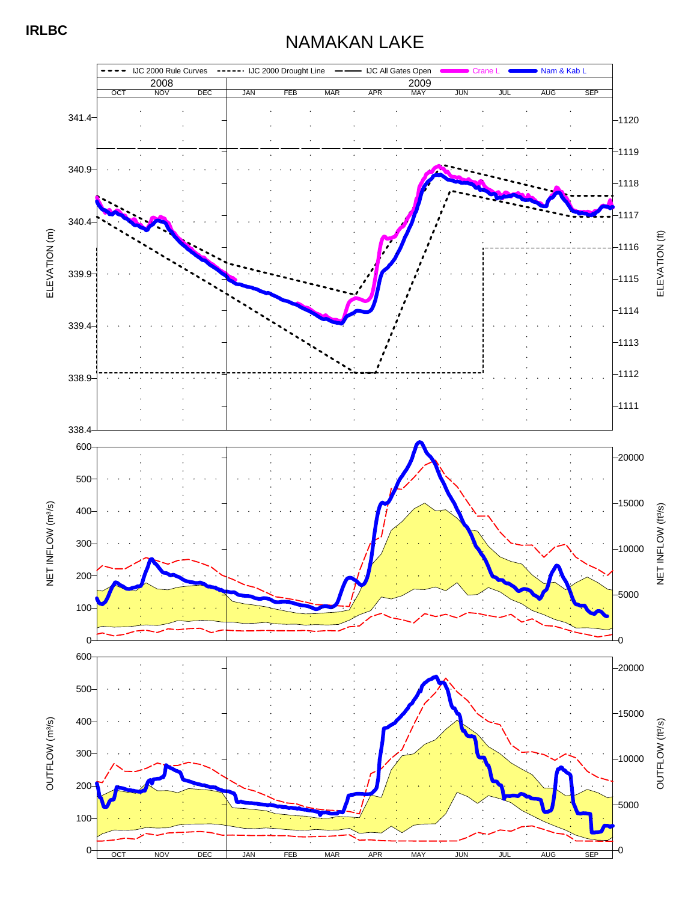**IRLBC**

# NAMAKAN LAKE

IJC 2000 Rule Curves · IJC 2000 Drought Line · IJC All Gates Open · Crane L · Nam & Kab L

2008: OCT NOV DEC — 2009: JAN FEB MAR APR MAY JUN JUL AUG SEP

ELEVATION (m): 338.4, 338.9, 339.4, 339.9, 340.4, 340.9, 341.4

ELEVATION (ft): 1111, 1112, 1113, 1114, 1115, 1116, 1117, 1118, 1119, 1120

NET INFLOW (m³/s): 0, 100, 200, 300, 400, 500, 600

NET INFLOW (ft³/s): 0, 5000, 10000, 15000, 20000

OUTFLOW (m³/s): 0, 100, 200, 300, 400, 500, 600

OUTFLOW (ft³/s): 0, 5000, 10000, 15000, 20000

OCT NOV DEC JAN FEB MAR APR MAY JUN JUL AUG SEP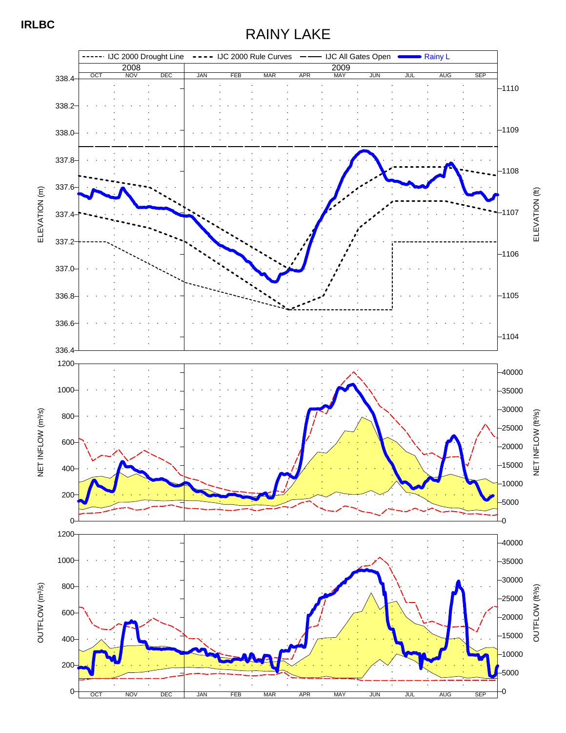IRLBC

# RAINY LAKE

IJC 2000 Drought Line
IJC 2000 Rule Curves
IJC All Gates Open
Rainy L

2008
2009

OCT NOV DEC JAN FEB MAR APR MAY JUN JUL AUG SEP

ELEVATION (m)

338.4
338.2
338.0
337.8
337.6
337.4
337.2
337.0
336.8
336.6
336.4

ELEVATION (ft)

1110
1109
1108
1107
1106
1105
1104

NET INFLOW (m³/s)

1200
1000
800
600
400
200
0

NET INFLOW (ft³/s)

40000
35000
30000
25000
20000
15000
10000
5000
0

OUTFLOW (m³/s)

1200
1000
800
600
400
200
0

OUTFLOW (ft³/s)

40000
35000
30000
25000
20000
15000
10000
5000
0

OCT NOV DEC JAN FEB MAR APR MAY JUN JUL AUG SEP